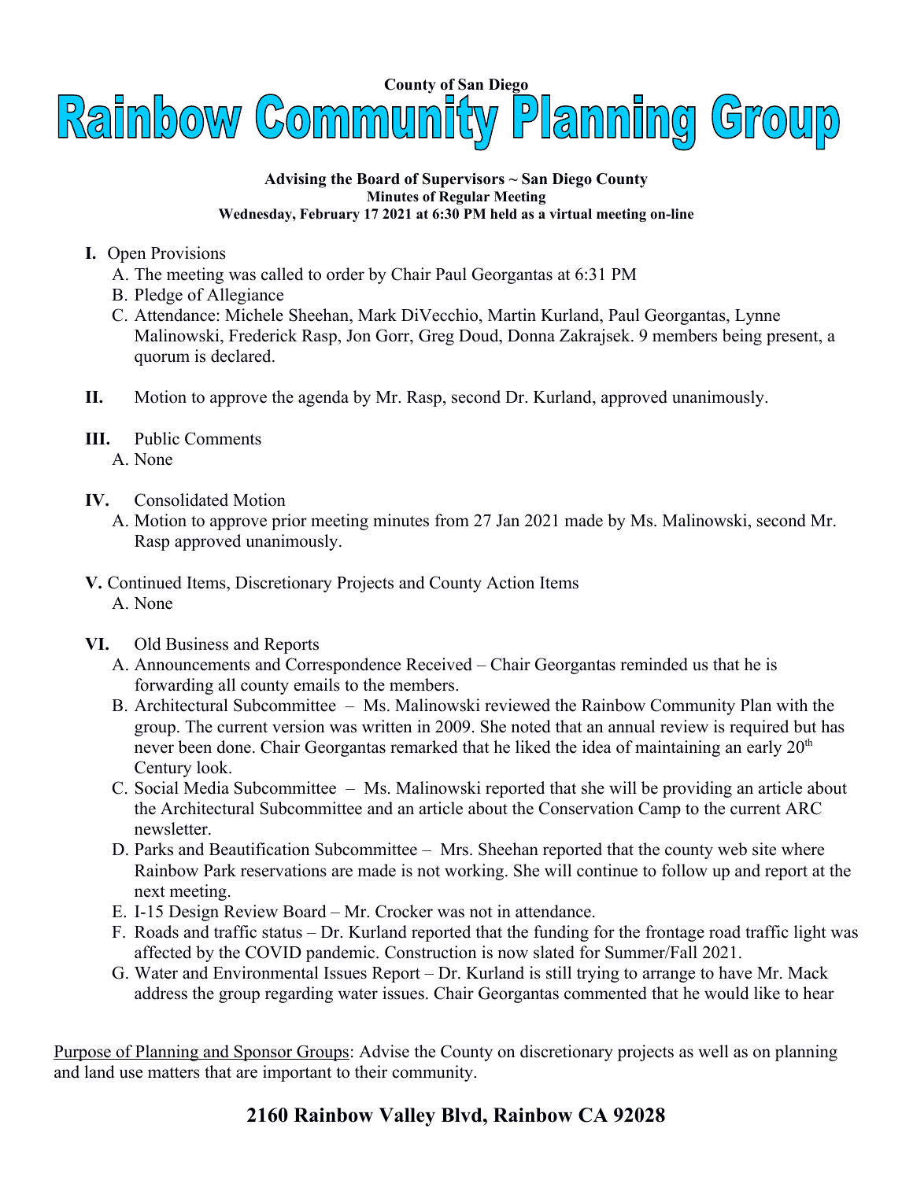County of San Diego

# Rainbow Community Planning Group

**Advising the Board of Supervisors ~ San Diego County**
**Minutes of Regular Meeting**
**Wednesday, February 17 2021 at 6:30 PM held as a virtual meeting on-line**

**I.** Open Provisions
   A. The meeting was called to order by Chair Paul Georgantas at 6:31 PM
   B. Pledge of Allegiance
   C. Attendance: Michele Sheehan, Mark DiVecchio, Martin Kurland, Paul Georgantas, Lynne Malinowski, Frederick Rasp, Jon Gorr, Greg Doud, Donna Zakrajsek. 9 members being present, a quorum is declared.

**II.** Motion to approve the agenda by Mr. Rasp, second Dr. Kurland, approved unanimously.

**III.** Public Comments
   A. None

**IV.** Consolidated Motion
   A. Motion to approve prior meeting minutes from 27 Jan 2021 made by Ms. Malinowski, second Mr. Rasp approved unanimously.

**V.** Continued Items, Discretionary Projects and County Action Items
   A. None

**VI.** Old Business and Reports
   A. Announcements and Correspondence Received – Chair Georgantas reminded us that he is forwarding all county emails to the members.
   B. Architectural Subcommittee – Ms. Malinowski reviewed the Rainbow Community Plan with the group. The current version was written in 2009. She noted that an annual review is required but has never been done. Chair Georgantas remarked that he liked the idea of maintaining an early 20th Century look.
   C. Social Media Subcommittee – Ms. Malinowski reported that she will be providing an article about the Architectural Subcommittee and an article about the Conservation Camp to the current ARC newsletter.
   D. Parks and Beautification Subcommittee – Mrs. Sheehan reported that the county web site where Rainbow Park reservations are made is not working. She will continue to follow up and report at the next meeting.
   E. I-15 Design Review Board – Mr. Crocker was not in attendance.
   F. Roads and traffic status – Dr. Kurland reported that the funding for the frontage road traffic light was affected by the COVID pandemic. Construction is now slated for Summer/Fall 2021.
   G. Water and Environmental Issues Report – Dr. Kurland is still trying to arrange to have Mr. Mack address the group regarding water issues. Chair Georgantas commented that he would like to hear

<u>Purpose of Planning and Sponsor Groups</u>: Advise the County on discretionary projects as well as on planning and land use matters that are important to their community.

**2160 Rainbow Valley Blvd, Rainbow CA 92028**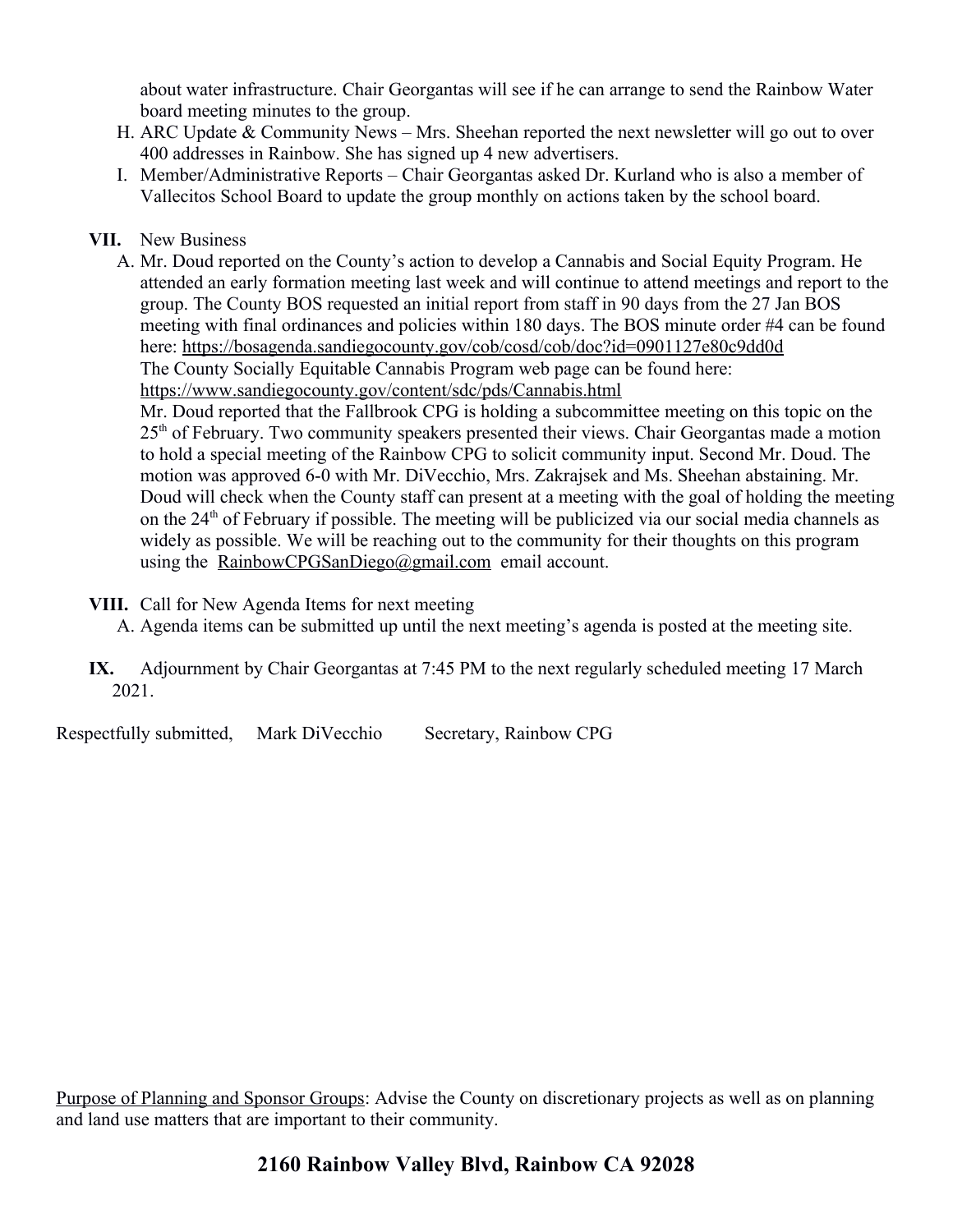about water infrastructure. Chair Georgantas will see if he can arrange to send the Rainbow Water board meeting minutes to the group.

H. ARC Update & Community News – Mrs. Sheehan reported the next newsletter will go out to over 400 addresses in Rainbow. She has signed up 4 new advertisers.

I. Member/Administrative Reports – Chair Georgantas asked Dr. Kurland who is also a member of Vallecitos School Board to update the group monthly on actions taken by the school board.

**VII.** New Business

A. Mr. Doud reported on the County's action to develop a Cannabis and Social Equity Program. He attended an early formation meeting last week and will continue to attend meetings and report to the group. The County BOS requested an initial report from staff in 90 days from the 27 Jan BOS meeting with final ordinances and policies within 180 days. The BOS minute order #4 can be found here: https://bosagenda.sandiegocounty.gov/cob/cosd/cob/doc?id=0901127e80c9dd0d
The County Socially Equitable Cannabis Program web page can be found here: https://www.sandiegocounty.gov/content/sdc/pds/Cannabis.html
Mr. Doud reported that the Fallbrook CPG is holding a subcommittee meeting on this topic on the 25th of February. Two community speakers presented their views. Chair Georgantas made a motion to hold a special meeting of the Rainbow CPG to solicit community input. Second Mr. Doud. The motion was approved 6-0 with Mr. DiVecchio, Mrs. Zakrajsek and Ms. Sheehan abstaining. Mr. Doud will check when the County staff can present at a meeting with the goal of holding the meeting on the 24th of February if possible. The meeting will be publicized via our social media channels as widely as possible. We will be reaching out to the community for their thoughts on this program using the RainbowCPGSanDiego@gmail.com email account.

**VIII.** Call for New Agenda Items for next meeting

A. Agenda items can be submitted up until the next meeting's agenda is posted at the meeting site.

**IX.** Adjournment by Chair Georgantas at 7:45 PM to the next regularly scheduled meeting 17 March 2021.

Respectfully submitted, Mark DiVecchio Secretary, Rainbow CPG

Purpose of Planning and Sponsor Groups: Advise the County on discretionary projects as well as on planning and land use matters that are important to their community.

**2160 Rainbow Valley Blvd, Rainbow CA 92028**